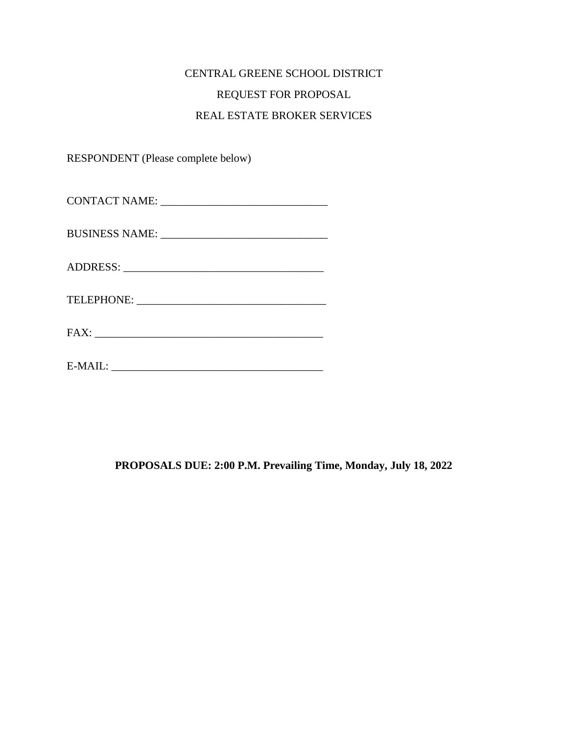# CENTRAL GREENE SCHOOL DISTRICT

## REQUEST FOR PROPOSAL

## REAL ESTATE BROKER SERVICES

RESPONDENT (Please complete below)

CONTACT NAME: ______________________________

BUSINESS NAME: ______________________________

ADDRESS: ____________________________________

TELEPHONE: __________________________________

FAX: _________________________________________

E-MAIL: ______________________________________

**PROPOSALS DUE: 2:00 P.M. Prevailing Time, Monday, July 18, 2022**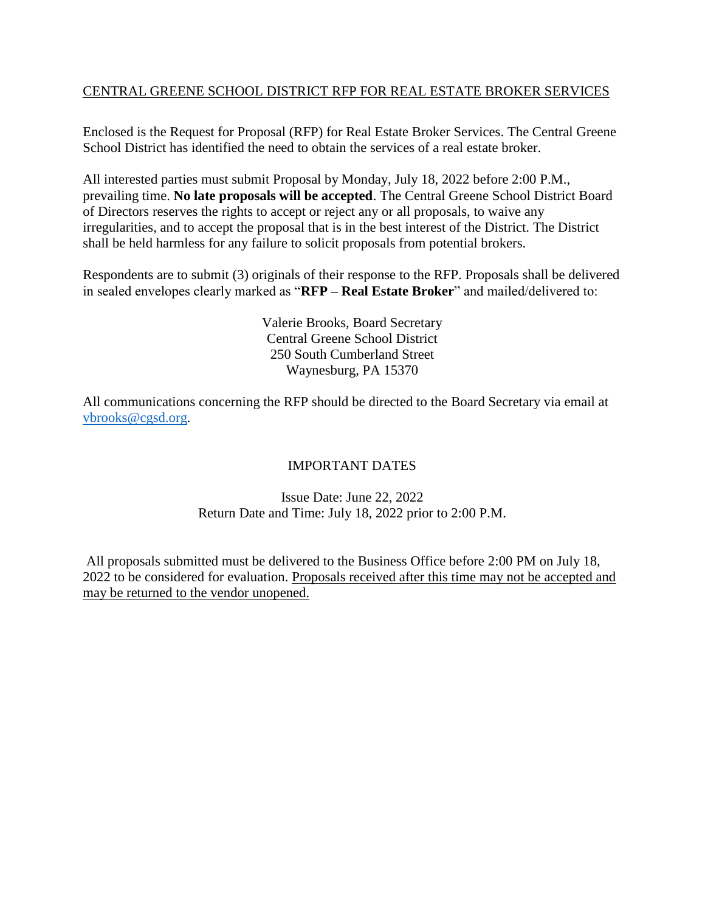CENTRAL GREENE SCHOOL DISTRICT RFP FOR REAL ESTATE BROKER SERVICES

Enclosed is the Request for Proposal (RFP) for Real Estate Broker Services. The Central Greene School District has identified the need to obtain the services of a real estate broker.

All interested parties must submit Proposal by Monday, July 18, 2022 before 2:00 P.M., prevailing time. **No late proposals will be accepted**. The Central Greene School District Board of Directors reserves the rights to accept or reject any or all proposals, to waive any irregularities, and to accept the proposal that is in the best interest of the District. The District shall be held harmless for any failure to solicit proposals from potential brokers.

Respondents are to submit (3) originals of their response to the RFP. Proposals shall be delivered in sealed envelopes clearly marked as "**RFP – Real Estate Broker**" and mailed/delivered to:

Valerie Brooks, Board Secretary
Central Greene School District
250 South Cumberland Street
Waynesburg, PA 15370

All communications concerning the RFP should be directed to the Board Secretary via email at vbrooks@cgsd.org.

IMPORTANT DATES

Issue Date: June 22, 2022
Return Date and Time: July 18, 2022 prior to 2:00 P.M.

All proposals submitted must be delivered to the Business Office before 2:00 PM on July 18, 2022 to be considered for evaluation. Proposals received after this time may not be accepted and may be returned to the vendor unopened.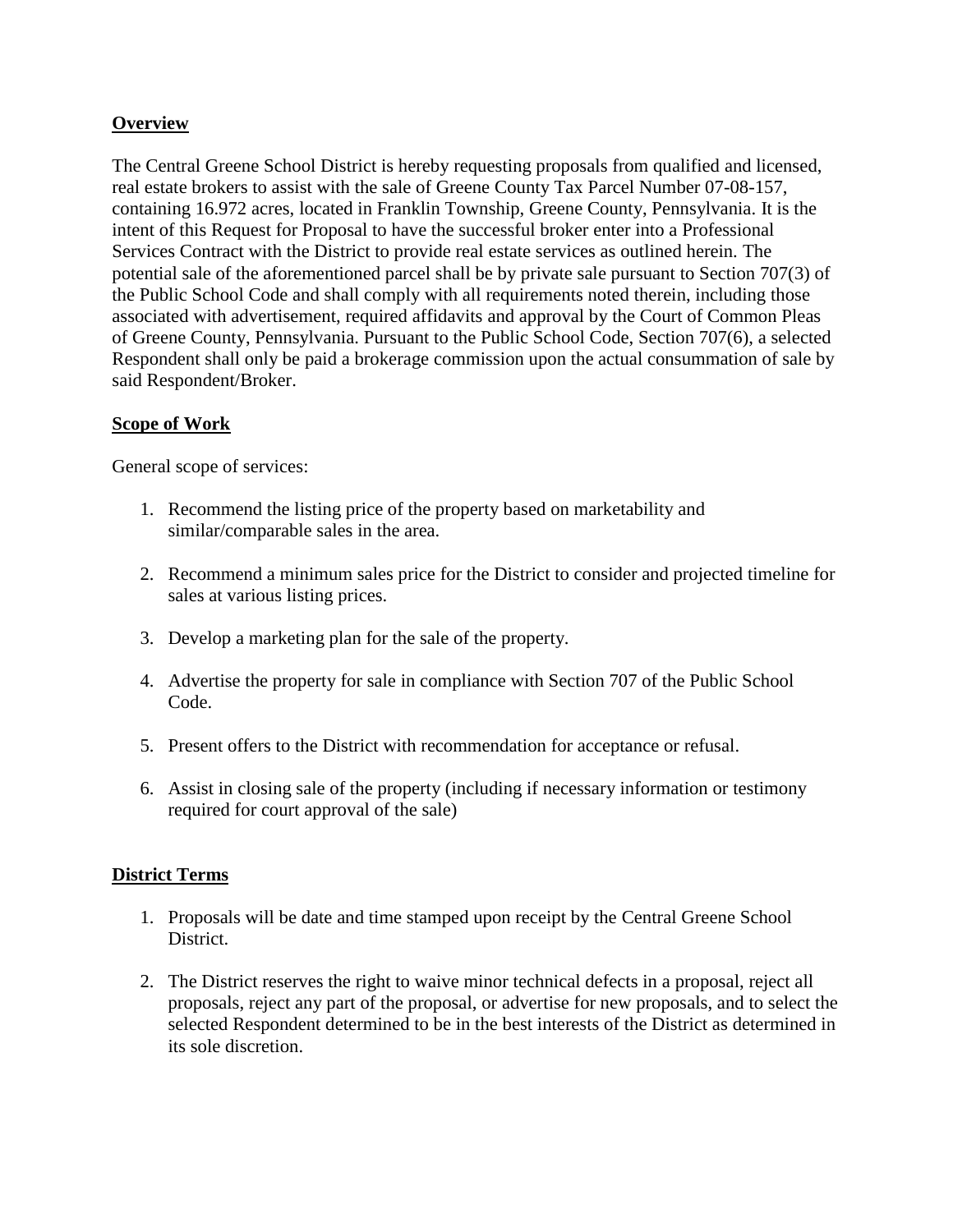## **Overview**

The Central Greene School District is hereby requesting proposals from qualified and licensed, real estate brokers to assist with the sale of Greene County Tax Parcel Number 07-08-157, containing 16.972 acres, located in Franklin Township, Greene County, Pennsylvania. It is the intent of this Request for Proposal to have the successful broker enter into a Professional Services Contract with the District to provide real estate services as outlined herein. The potential sale of the aforementioned parcel shall be by private sale pursuant to Section 707(3) of the Public School Code and shall comply with all requirements noted therein, including those associated with advertisement, required affidavits and approval by the Court of Common Pleas of Greene County, Pennsylvania. Pursuant to the Public School Code, Section 707(6), a selected Respondent shall only be paid a brokerage commission upon the actual consummation of sale by said Respondent/Broker.

## **Scope of Work**

General scope of services:

1. Recommend the listing price of the property based on marketability and similar/comparable sales in the area.

2. Recommend a minimum sales price for the District to consider and projected timeline for sales at various listing prices.

3. Develop a marketing plan for the sale of the property.

4. Advertise the property for sale in compliance with Section 707 of the Public School Code.

5. Present offers to the District with recommendation for acceptance or refusal.

6. Assist in closing sale of the property (including if necessary information or testimony required for court approval of the sale)

## **District Terms**

1. Proposals will be date and time stamped upon receipt by the Central Greene School District.

2. The District reserves the right to waive minor technical defects in a proposal, reject all proposals, reject any part of the proposal, or advertise for new proposals, and to select the selected Respondent determined to be in the best interests of the District as determined in its sole discretion.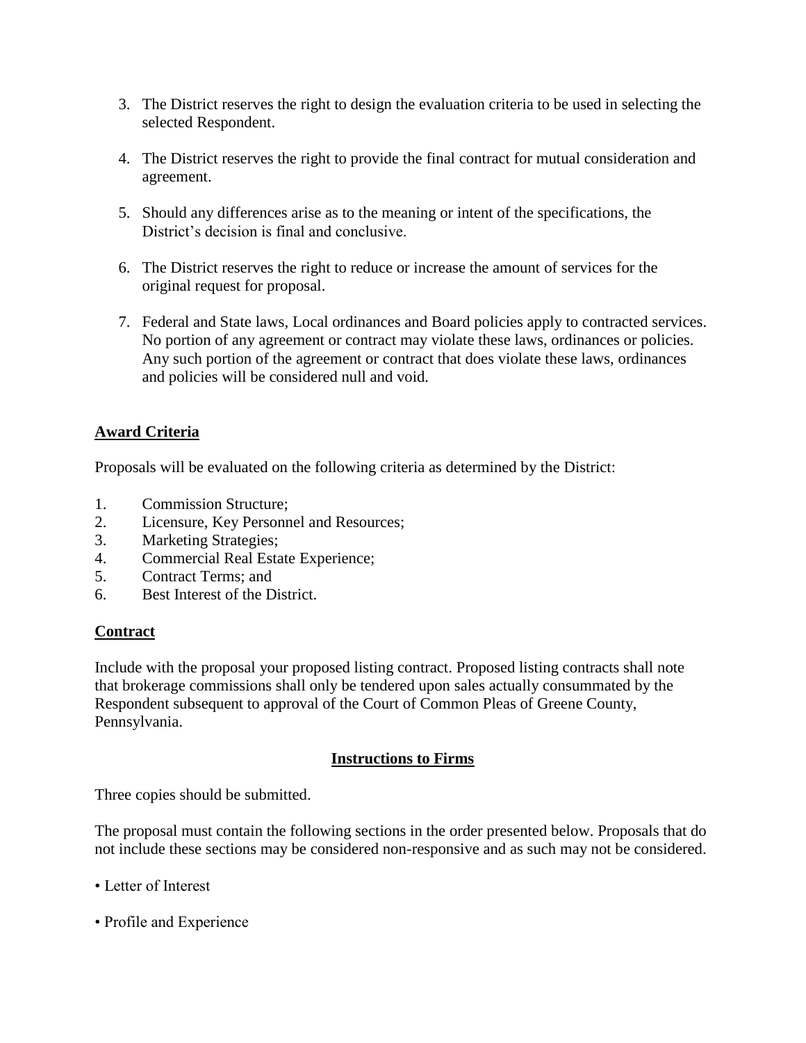3. The District reserves the right to design the evaluation criteria to be used in selecting the selected Respondent.

4. The District reserves the right to provide the final contract for mutual consideration and agreement.

5. Should any differences arise as to the meaning or intent of the specifications, the District's decision is final and conclusive.

6. The District reserves the right to reduce or increase the amount of services for the original request for proposal.

7. Federal and State laws, Local ordinances and Board policies apply to contracted services. No portion of any agreement or contract may violate these laws, ordinances or policies. Any such portion of the agreement or contract that does violate these laws, ordinances and policies will be considered null and void.

**Award Criteria**

Proposals will be evaluated on the following criteria as determined by the District:

1. Commission Structure;
2. Licensure, Key Personnel and Resources;
3. Marketing Strategies;
4. Commercial Real Estate Experience;
5. Contract Terms; and
6. Best Interest of the District.

**Contract**

Include with the proposal your proposed listing contract. Proposed listing contracts shall note that brokerage commissions shall only be tendered upon sales actually consummated by the Respondent subsequent to approval of the Court of Common Pleas of Greene County, Pennsylvania.

**Instructions to Firms**

Three copies should be submitted.

The proposal must contain the following sections in the order presented below. Proposals that do not include these sections may be considered non-responsive and as such may not be considered.

- Letter of Interest

- Profile and Experience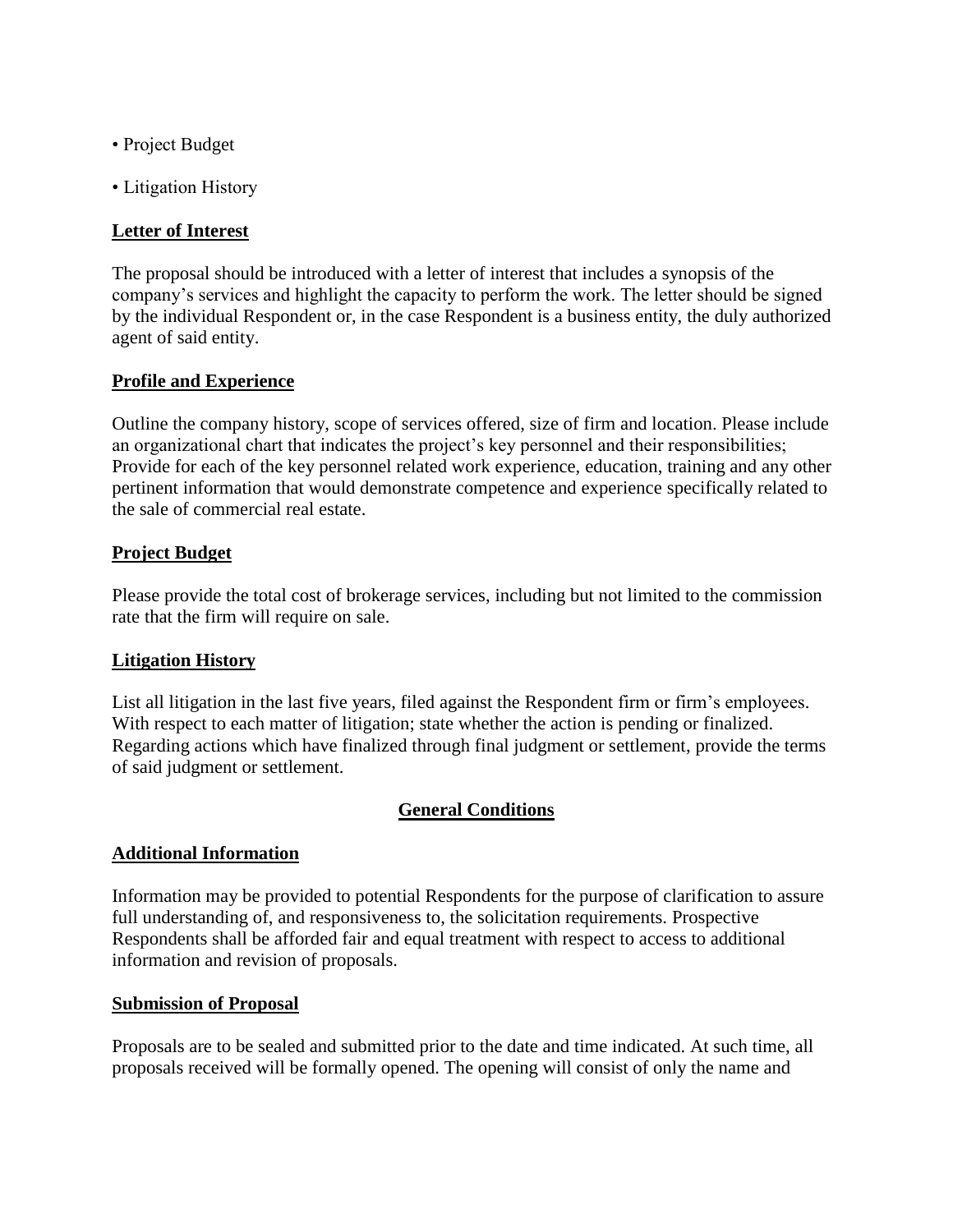- Project Budget
- Litigation History

**Letter of Interest**

The proposal should be introduced with a letter of interest that includes a synopsis of the company's services and highlight the capacity to perform the work. The letter should be signed by the individual Respondent or, in the case Respondent is a business entity, the duly authorized agent of said entity.

**Profile and Experience**

Outline the company history, scope of services offered, size of firm and location. Please include an organizational chart that indicates the project's key personnel and their responsibilities; Provide for each of the key personnel related work experience, education, training and any other pertinent information that would demonstrate competence and experience specifically related to the sale of commercial real estate.

**Project Budget**

Please provide the total cost of brokerage services, including but not limited to the commission rate that the firm will require on sale.

**Litigation History**

List all litigation in the last five years, filed against the Respondent firm or firm's employees. With respect to each matter of litigation; state whether the action is pending or finalized. Regarding actions which have finalized through final judgment or settlement, provide the terms of said judgment or settlement.

## General Conditions

**Additional Information**

Information may be provided to potential Respondents for the purpose of clarification to assure full understanding of, and responsiveness to, the solicitation requirements. Prospective Respondents shall be afforded fair and equal treatment with respect to access to additional information and revision of proposals.

**Submission of Proposal**

Proposals are to be sealed and submitted prior to the date and time indicated. At such time, all proposals received will be formally opened. The opening will consist of only the name and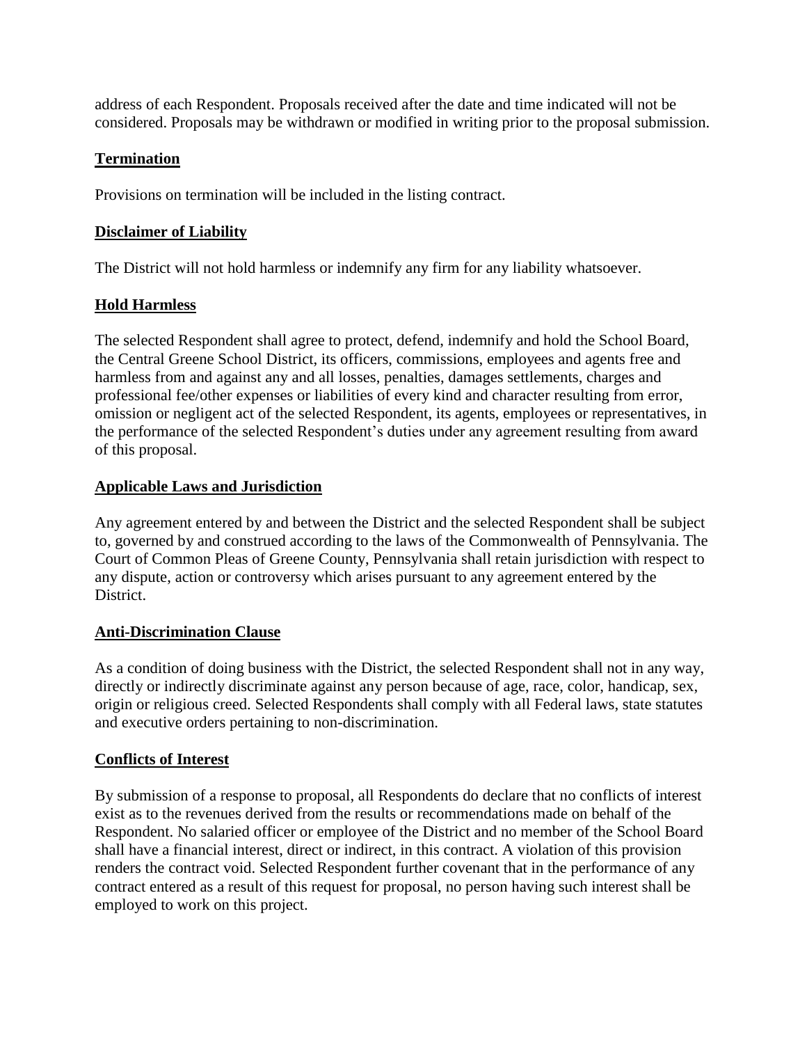address of each Respondent. Proposals received after the date and time indicated will not be considered. Proposals may be withdrawn or modified in writing prior to the proposal submission.

## Termination

Provisions on termination will be included in the listing contract.

## Disclaimer of Liability

The District will not hold harmless or indemnify any firm for any liability whatsoever.

## Hold Harmless

The selected Respondent shall agree to protect, defend, indemnify and hold the School Board, the Central Greene School District, its officers, commissions, employees and agents free and harmless from and against any and all losses, penalties, damages settlements, charges and professional fee/other expenses or liabilities of every kind and character resulting from error, omission or negligent act of the selected Respondent, its agents, employees or representatives, in the performance of the selected Respondent's duties under any agreement resulting from award of this proposal.

## Applicable Laws and Jurisdiction

Any agreement entered by and between the District and the selected Respondent shall be subject to, governed by and construed according to the laws of the Commonwealth of Pennsylvania. The Court of Common Pleas of Greene County, Pennsylvania shall retain jurisdiction with respect to any dispute, action or controversy which arises pursuant to any agreement entered by the District.

## Anti-Discrimination Clause

As a condition of doing business with the District, the selected Respondent shall not in any way, directly or indirectly discriminate against any person because of age, race, color, handicap, sex, origin or religious creed. Selected Respondents shall comply with all Federal laws, state statutes and executive orders pertaining to non-discrimination.

## Conflicts of Interest

By submission of a response to proposal, all Respondents do declare that no conflicts of interest exist as to the revenues derived from the results or recommendations made on behalf of the Respondent. No salaried officer or employee of the District and no member of the School Board shall have a financial interest, direct or indirect, in this contract. A violation of this provision renders the contract void. Selected Respondent further covenant that in the performance of any contract entered as a result of this request for proposal, no person having such interest shall be employed to work on this project.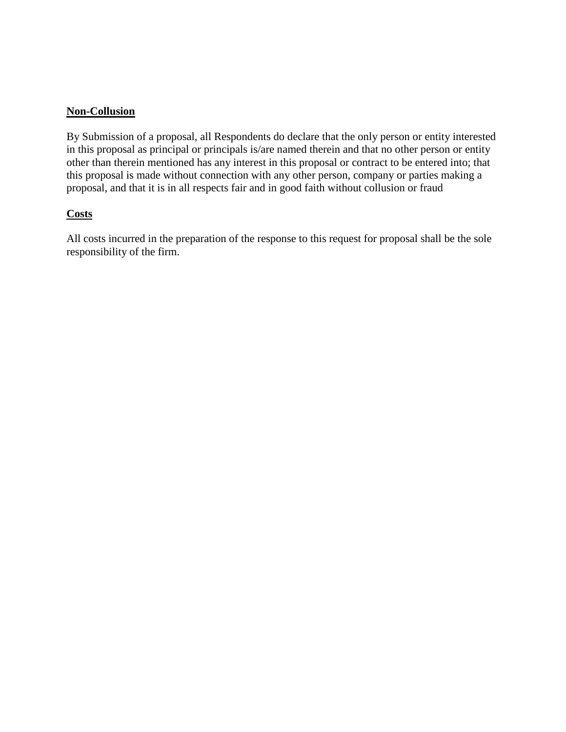**Non-Collusion**

By Submission of a proposal, all Respondents do declare that the only person or entity interested in this proposal as principal or principals is/are named therein and that no other person or entity other than therein mentioned has any interest in this proposal or contract to be entered into; that this proposal is made without connection with any other person, company or parties making a proposal, and that it is in all respects fair and in good faith without collusion or fraud

**Costs**

All costs incurred in the preparation of the response to this request for proposal shall be the sole responsibility of the firm.